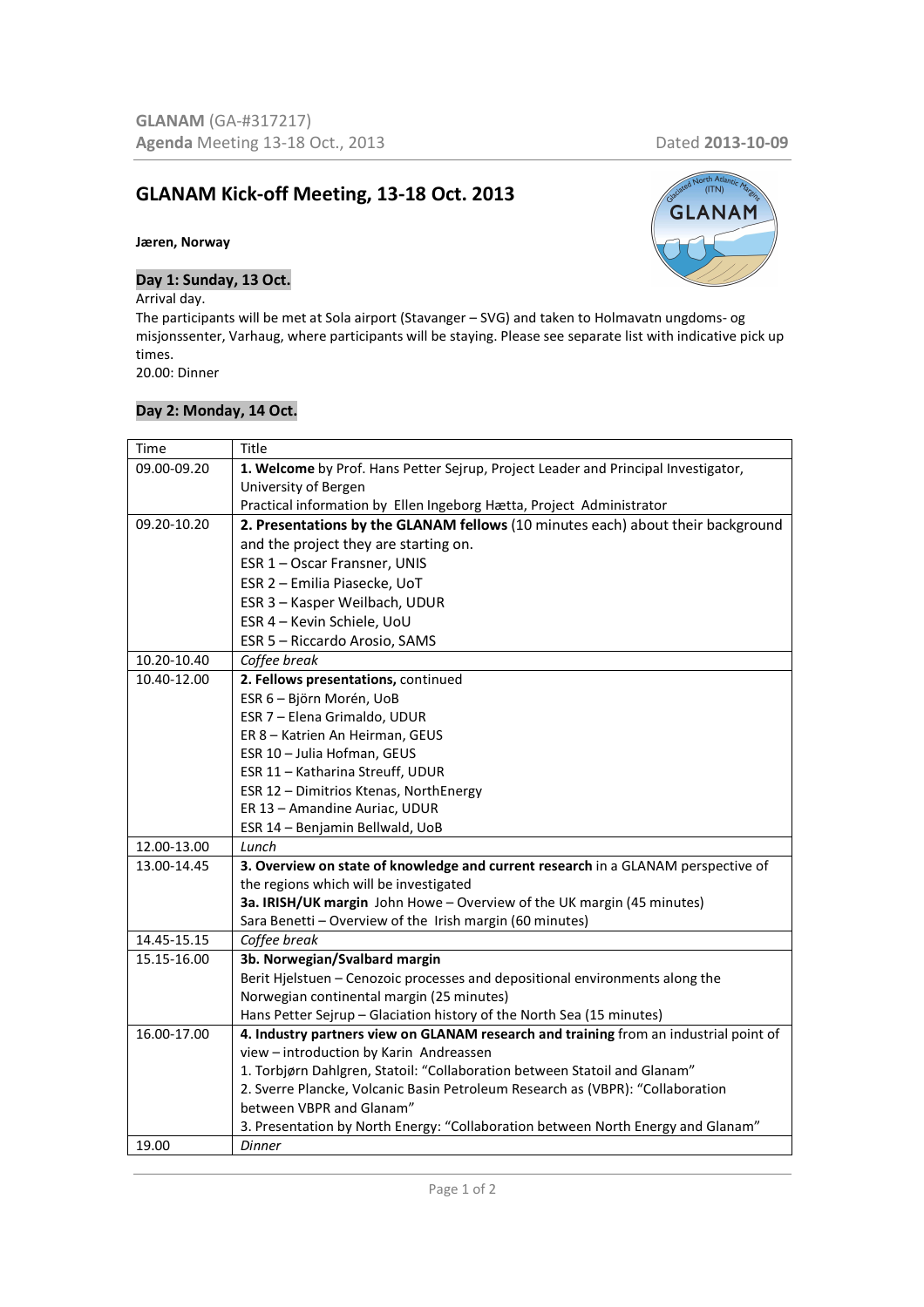# GLANAM Kick-off Meeting, 13-18 Oct. 2013

**Jæren, Norway**

## Day 1: Sunday, 13 Oct.

Arrival day.

The participants will be met at Sola airport (Stavanger – SVG) and taken to Holmavatn ungdoms- og misjonssenter, Varhaug, where participants will be staying. Please see separate list with indicative pick up times.

20.00: Dinner

## Day 2: Monday, 14 Oct.

| Time | Title |
|---|---|
| 09.00-09.20 | **1. Welcome** by Prof. Hans Petter Sejrup, Project Leader and Principal Investigator, University of Bergen<br>Practical information by Ellen Ingeborg Hætta, Project Administrator |
| 09.20-10.20 | **2. Presentations by the GLANAM fellows** (10 minutes each) about their background and the project they are starting on.<br>ESR 1 – Oscar Fransner, UNIS<br>ESR 2 – Emilia Piasecke, UoT<br>ESR 3 – Kasper Weilbach, UDUR<br>ESR 4 – Kevin Schiele, UoU<br>ESR 5 – Riccardo Arosio, SAMS |
| 10.20-10.40 | *Coffee break* |
| 10.40-12.00 | **2. Fellows presentations,** continued<br>ESR 6 – Björn Morén, UoB<br>ESR 7 – Elena Grimaldo, UDUR<br>ER 8 – Katrien An Heirman, GEUS<br>ESR 10 – Julia Hofman, GEUS<br>ESR 11 – Katharina Streuff, UDUR<br>ESR 12 – Dimitrios Ktenas, NorthEnergy<br>ER 13 – Amandine Auriac, UDUR<br>ESR 14 – Benjamin Bellwald, UoB |
| 12.00-13.00 | *Lunch* |
| 13.00-14.45 | **3. Overview on state of knowledge and current research** in a GLANAM perspective of the regions which will be investigated<br>**3a. IRISH/UK margin** John Howe – Overview of the UK margin (45 minutes)<br>Sara Benetti – Overview of the Irish margin (60 minutes) |
| 14.45-15.15 | *Coffee break* |
| 15.15-16.00 | **3b. Norwegian/Svalbard margin**<br>Berit Hjelstuen – Cenozoic processes and depositional environments along the Norwegian continental margin (25 minutes)<br>Hans Petter Sejrup – Glaciation history of the North Sea (15 minutes) |
| 16.00-17.00 | **4. Industry partners view on GLANAM research and training** from an industrial point of view – introduction by Karin Andreassen<br>1. Torbjørn Dahlgren, Statoil: "Collaboration between Statoil and Glanam"<br>2. Sverre Plancke, Volcanic Basin Petroleum Research as (VBPR): "Collaboration between VBPR and Glanam"<br>3. Presentation by North Energy: "Collaboration between North Energy and Glanam" |
| 19.00 | *Dinner* |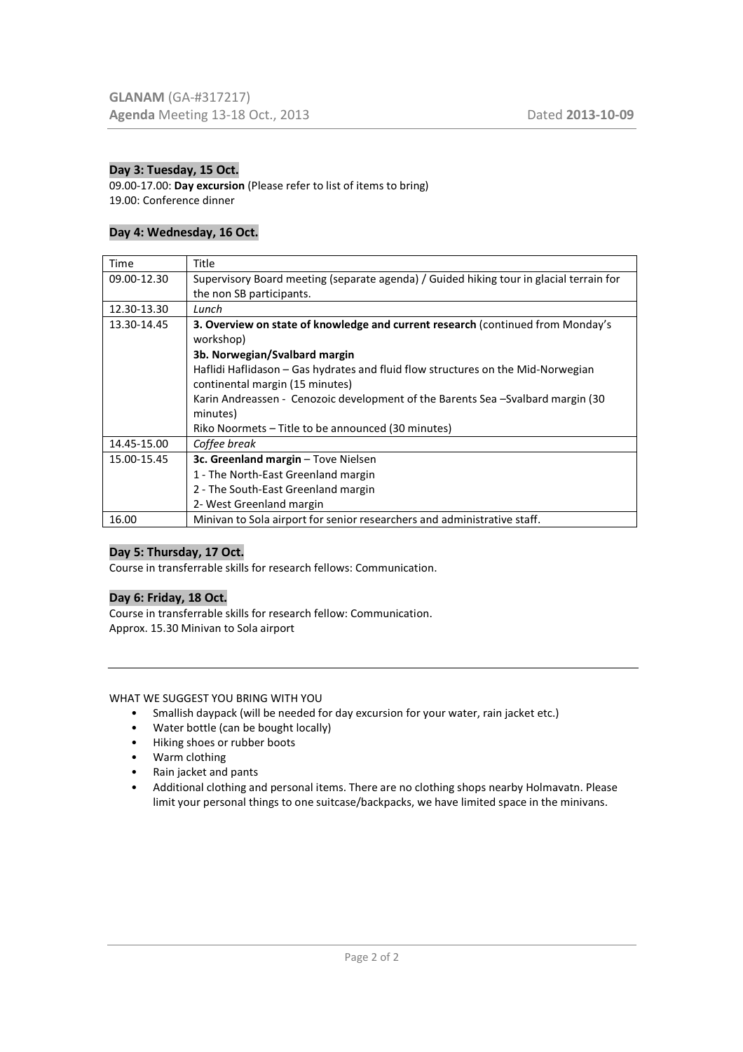## Day 3: Tuesday, 15 Oct.

09.00-17.00: **Day excursion** (Please refer to list of items to bring)
19.00: Conference dinner

## Day 4: Wednesday, 16 Oct.

| Time | Title |
|---|---|
| 09.00-12.30 | Supervisory Board meeting (separate agenda) / Guided hiking tour in glacial terrain for the non SB participants. |
| 12.30-13.30 | *Lunch* |
| 13.30-14.45 | **3. Overview on state of knowledge and current research** (continued from Monday's workshop)<br>**3b. Norwegian/Svalbard margin**<br>Haflidi Haflidason – Gas hydrates and fluid flow structures on the Mid-Norwegian continental margin (15 minutes)<br>Karin Andreassen - Cenozoic development of the Barents Sea –Svalbard margin (30 minutes)<br>Riko Noormets – Title to be announced (30 minutes) |
| 14.45-15.00 | *Coffee break* |
| 15.00-15.45 | **3c. Greenland margin** – Tove Nielsen<br>1 - The North-East Greenland margin<br>2 - The South-East Greenland margin<br>2- West Greenland margin |
| 16.00 | Minivan to Sola airport for senior researchers and administrative staff. |

## Day 5: Thursday, 17 Oct.

Course in transferrable skills for research fellows: Communication.

## Day 6: Friday, 18 Oct.

Course in transferrable skills for research fellow: Communication.
Approx. 15.30 Minivan to Sola airport

---

WHAT WE SUGGEST YOU BRING WITH YOU

- Smallish daypack (will be needed for day excursion for your water, rain jacket etc.)
- Water bottle (can be bought locally)
- Hiking shoes or rubber boots
- Warm clothing
- Rain jacket and pants
- Additional clothing and personal items. There are no clothing shops nearby Holmavatn. Please limit your personal things to one suitcase/backpacks, we have limited space in the minivans.